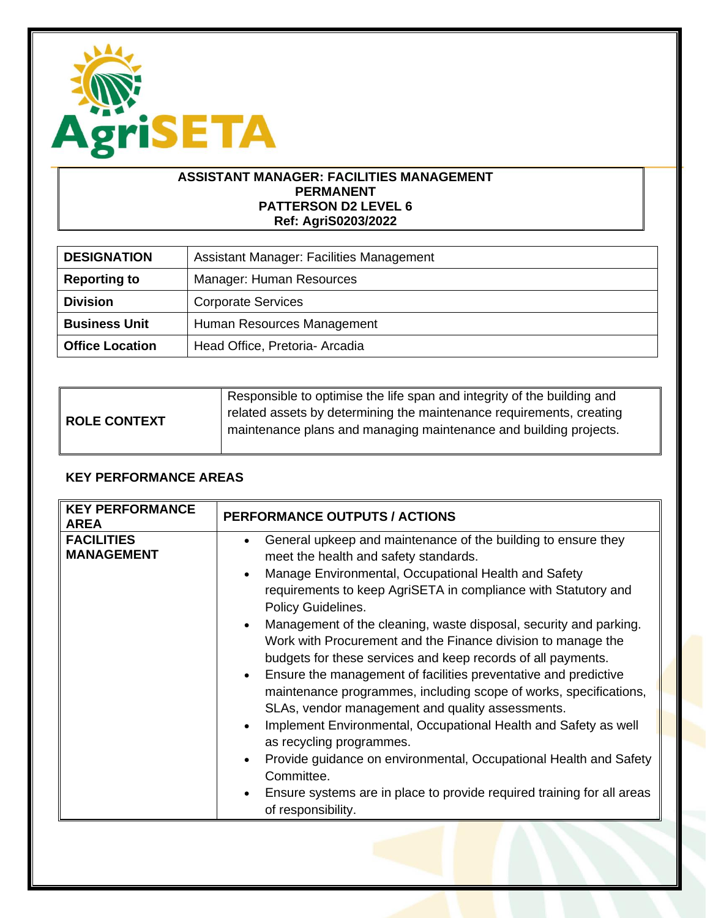**ASSISTANT MANAGER: FACILITIES MANAGEMENT**
**PERMANENT**
**PATTERSON D2 LEVEL 6**
**Ref: AgriS0203/2022**

| **DESIGNATION** | Assistant Manager: Facilities Management |
|---|---|
| **Reporting to** | Manager: Human Resources |
| **Division** | Corporate Services |
| **Business Unit** | Human Resources Management |
| **Office Location** | Head Office, Pretoria- Arcadia |

| **ROLE CONTEXT** | Responsible to optimise the life span and integrity of the building and related assets by determining the maintenance requirements, creating maintenance plans and managing maintenance and building projects. |
|---|---|

**KEY PERFORMANCE AREAS**

| **KEY PERFORMANCE AREA** | **PERFORMANCE OUTPUTS / ACTIONS** |
|---|---|
| **FACILITIES MANAGEMENT** | • General upkeep and maintenance of the building to ensure they meet the health and safety standards.<br>• Manage Environmental, Occupational Health and Safety requirements to keep AgriSETA in compliance with Statutory and Policy Guidelines.<br>• Management of the cleaning, waste disposal, security and parking. Work with Procurement and the Finance division to manage the budgets for these services and keep records of all payments.<br>• Ensure the management of facilities preventative and predictive maintenance programmes, including scope of works, specifications, SLAs, vendor management and quality assessments.<br>• Implement Environmental, Occupational Health and Safety as well as recycling programmes.<br>• Provide guidance on environmental, Occupational Health and Safety Committee.<br>• Ensure systems are in place to provide required training for all areas of responsibility. |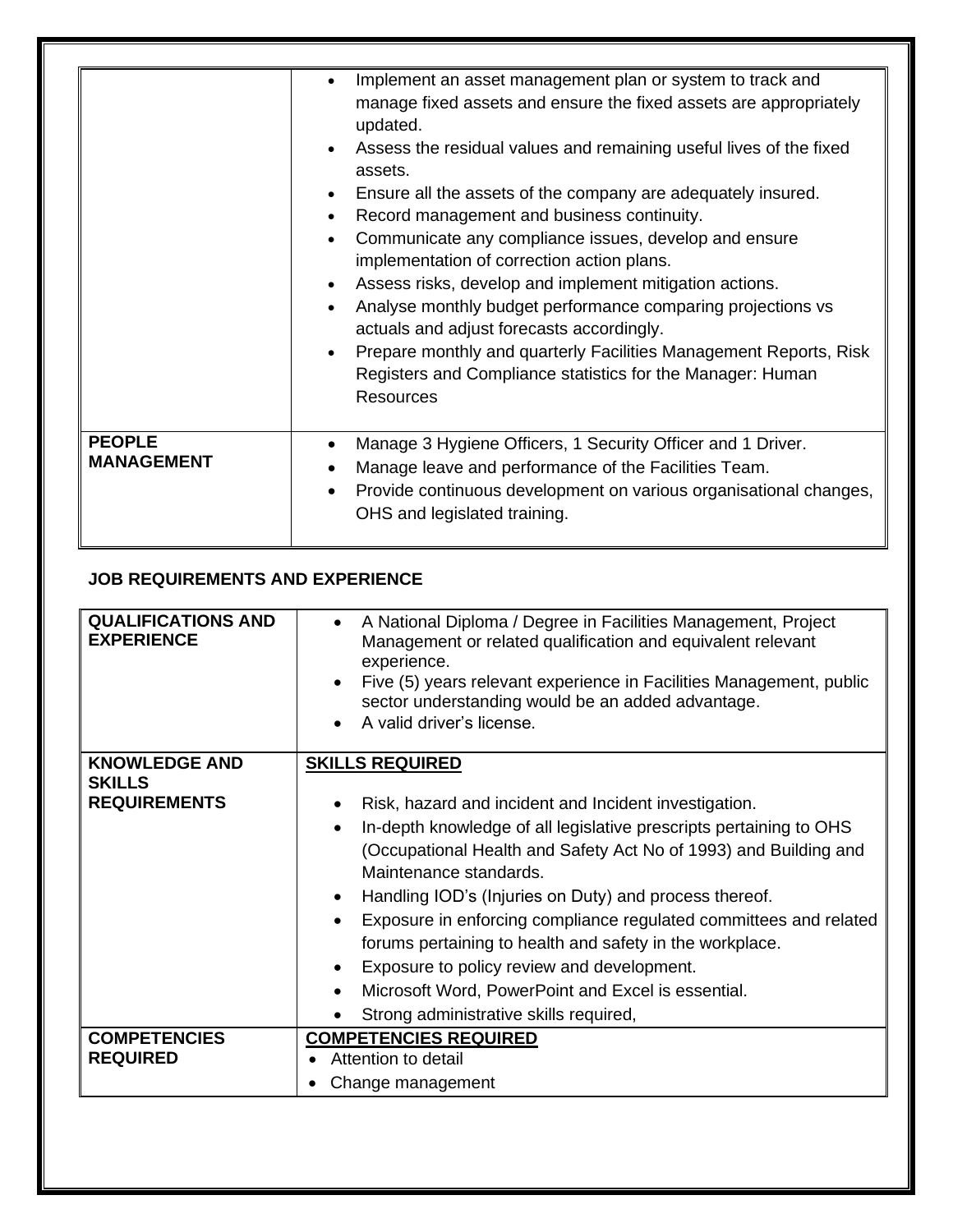| | |
|---|---|
| | • Implement an asset management plan or system to track and manage fixed assets and ensure the fixed assets are appropriately updated.<br>• Assess the residual values and remaining useful lives of the fixed assets.<br>• Ensure all the assets of the company are adequately insured.<br>• Record management and business continuity.<br>• Communicate any compliance issues, develop and ensure implementation of correction action plans.<br>• Assess risks, develop and implement mitigation actions.<br>• Analyse monthly budget performance comparing projections vs actuals and adjust forecasts accordingly.<br>• Prepare monthly and quarterly Facilities Management Reports, Risk Registers and Compliance statistics for the Manager: Human Resources |
| **PEOPLE MANAGEMENT** | • Manage 3 Hygiene Officers, 1 Security Officer and 1 Driver.<br>• Manage leave and performance of the Facilities Team.<br>• Provide continuous development on various organisational changes, OHS and legislated training. |

**JOB REQUIREMENTS AND EXPERIENCE**

| | |
|---|---|
| **QUALIFICATIONS AND EXPERIENCE** | • A National Diploma / Degree in Facilities Management, Project Management or related qualification and equivalent relevant experience.<br>• Five (5) years relevant experience in Facilities Management, public sector understanding would be an added advantage.<br>• A valid driver's license. |
| **KNOWLEDGE AND SKILLS REQUIREMENTS** | **SKILLS REQUIRED**<br>• Risk, hazard and incident and Incident investigation.<br>• In-depth knowledge of all legislative prescripts pertaining to OHS (Occupational Health and Safety Act No of 1993) and Building and Maintenance standards.<br>• Handling IOD's (Injuries on Duty) and process thereof.<br>• Exposure in enforcing compliance regulated committees and related forums pertaining to health and safety in the workplace.<br>• Exposure to policy review and development.<br>• Microsoft Word, PowerPoint and Excel is essential.<br>• Strong administrative skills required, |
| **COMPETENCIES REQUIRED** | **COMPETENCIES REQUIRED**<br>• Attention to detail<br>• Change management |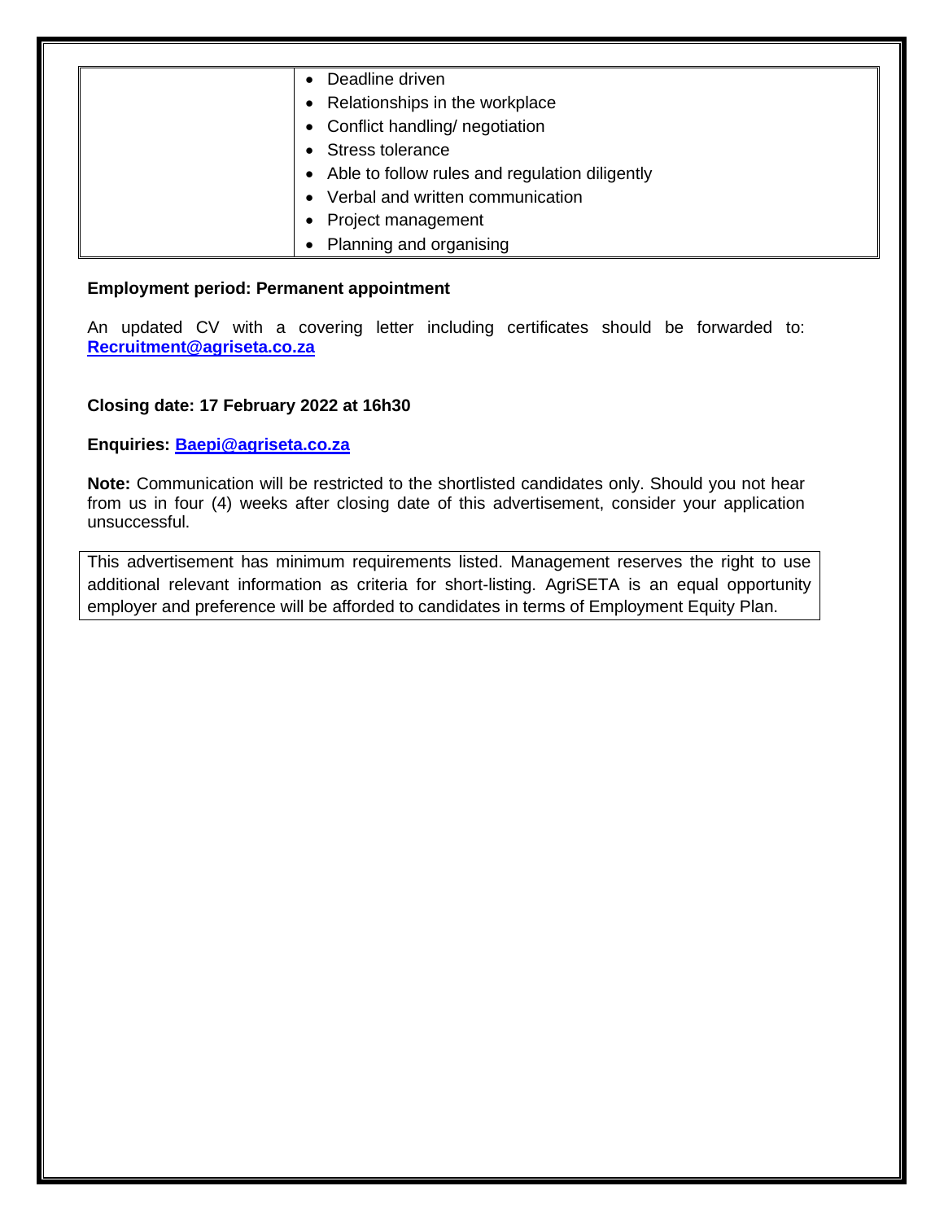| | |
|---|---|
| | • Deadline driven<br>• Relationships in the workplace<br>• Conflict handling/ negotiation<br>• Stress tolerance<br>• Able to follow rules and regulation diligently<br>• Verbal and written communication<br>• Project management<br>• Planning and organising |

**Employment period: Permanent appointment**

An updated CV with a covering letter including certificates should be forwarded to: **Recruitment@agriseta.co.za**

**Closing date: 17 February 2022 at 16h30**

**Enquiries: Baepi@agriseta.co.za**

**Note:** Communication will be restricted to the shortlisted candidates only. Should you not hear from us in four (4) weeks after closing date of this advertisement, consider your application unsuccessful.

This advertisement has minimum requirements listed. Management reserves the right to use additional relevant information as criteria for short-listing. AgriSETA is an equal opportunity employer and preference will be afforded to candidates in terms of Employment Equity Plan.